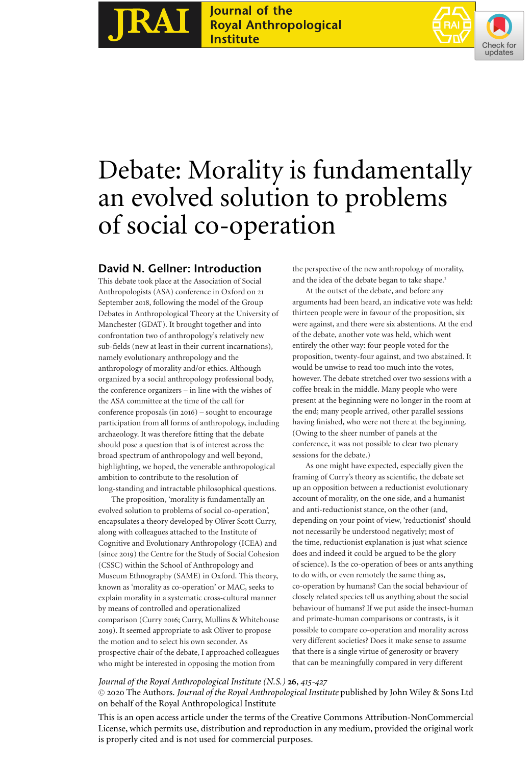# Debate: Morality is fundamentally an evolved solution to problems of social co-operation

## David N. Gellner: Introduction

This debate took place at the Association of Social Anthropologists (ASA) conference in Oxford on 21 September 2018, following the model of the Group Debates in Anthropological Theory at the University of Manchester (GDAT). It brought together and into confrontation two of anthropology's relatively new sub-fields (new at least in their current incarnations), namely evolutionary anthropology and the anthropology of morality and/or ethics. Although organized by a social anthropology professional body, the conference organizers – in line with the wishes of the ASA committee at the time of the call for conference proposals (in 2016) – sought to encourage participation from all forms of anthropology, including archaeology. It was therefore fitting that the debate should pose a question that is of interest across the broad spectrum of anthropology and well beyond, highlighting, we hoped, the venerable anthropological ambition to contribute to the resolution of long-standing and intractable philosophical questions.

The proposition, 'morality is fundamentally an evolved solution to problems of social co-operation', encapsulates a theory developed by Oliver Scott Curry, along with colleagues attached to the Institute of Cognitive and Evolutionary Anthropology (ICEA) and (since 2019) the Centre for the Study of Social Cohesion (CSSC) within the School of Anthropology and Museum Ethnography (SAME) in Oxford. This theory, known as 'morality as co-operation' or MAC, seeks to explain morality in a systematic cross-cultural manner by means of controlled and operationalized comparison (Curry 2016; Curry, Mullins & Whitehouse 2019). It seemed appropriate to ask Oliver to propose the motion and to select his own seconder. As prospective chair of the debate, I approached colleagues who might be interested in opposing the motion from the perspective of the new anthropology of morality, and the idea of the debate began to take shape.[1]

At the outset of the debate, and before any arguments had been heard, an indicative vote was held: thirteen people were in favour of the proposition, six were against, and there were six abstentions. At the end of the debate, another vote was held, which went entirely the other way: four people voted for the proposition, twenty-four against, and two abstained. It would be unwise to read too much into the votes, however. The debate stretched over two sessions with a coffee break in the middle. Many people who were present at the beginning were no longer in the room at the end; many people arrived, other parallel sessions having finished, who were not there at the beginning. (Owing to the sheer number of panels at the conference, it was not possible to clear two plenary sessions for the debate.)

As one might have expected, especially given the framing of Curry's theory as scientific, the debate set up an opposition between a reductionist evolutionary account of morality, on the one side, and a humanist and anti-reductionist stance, on the other (and, depending on your point of view, 'reductionist' should not necessarily be understood negatively; most of the time, reductionist explanation is just what science does and indeed it could be argued to be the glory of science). Is the co-operation of bees or ants anything to do with, or even remotely the same thing as, co-operation by humans? Can the social behaviour of closely related species tell us anything about the social behaviour of humans? If we put aside the insect-human and primate-human comparisons or contrasts, is it possible to compare co-operation and morality across very different societies? Does it make sense to assume that there is a single virtue of generosity or bravery that can be meaningfully compared in very different

© 2020 The Authors. *Journal of the Royal Anthropological Institute* published by John Wiley & Sons Ltd on behalf of the Royal Anthropological Institute

This is an open access article under the terms of the Creative Commons Attribution-NonCommercial License, which permits use, distribution and reproduction in any medium, provided the original work is properly cited and is not used for commercial purposes.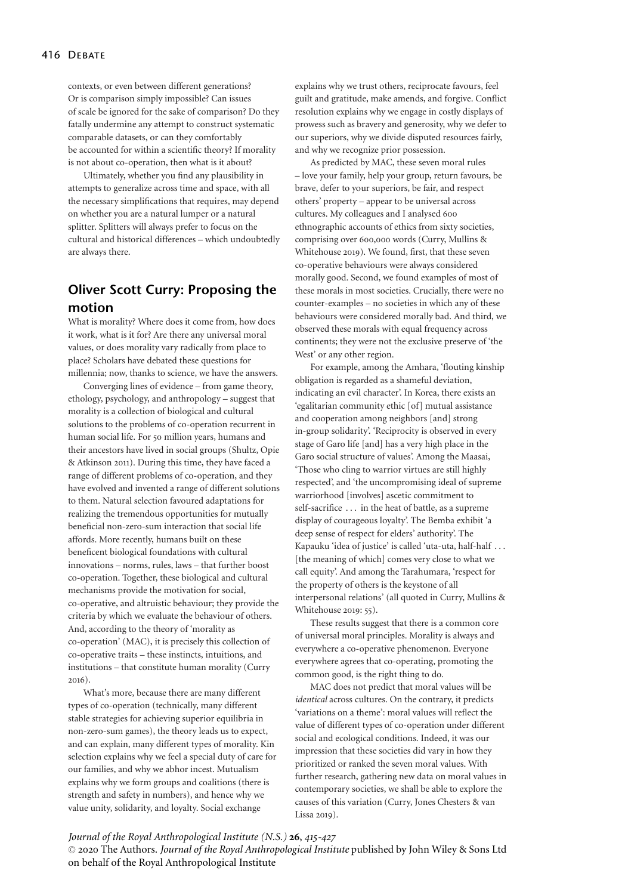contexts, or even between different generations? Or is comparison simply impossible? Can issues of scale be ignored for the sake of comparison? Do they fatally undermine any attempt to construct systematic comparable datasets, or can they comfortably be accounted for within a scientific theory? If morality is not about co-operation, then what is it about?

Ultimately, whether you find any plausibility in attempts to generalize across time and space, with all the necessary simplifications that requires, may depend on whether you are a natural lumper or a natural splitter. Splitters will always prefer to focus on the cultural and historical differences – which undoubtedly are always there.

## Oliver Scott Curry: Proposing the motion

What is morality? Where does it come from, how does it work, what is it for? Are there any universal moral values, or does morality vary radically from place to place? Scholars have debated these questions for millennia; now, thanks to science, we have the answers.

Converging lines of evidence – from game theory, ethology, psychology, and anthropology – suggest that morality is a collection of biological and cultural solutions to the problems of co-operation recurrent in human social life. For 50 million years, humans and their ancestors have lived in social groups (Shultz, Opie & Atkinson 2011). During this time, they have faced a range of different problems of co-operation, and they have evolved and invented a range of different solutions to them. Natural selection favoured adaptations for realizing the tremendous opportunities for mutually beneficial non-zero-sum interaction that social life affords. More recently, humans built on these beneficent biological foundations with cultural innovations – norms, rules, laws – that further boost co-operation. Together, these biological and cultural mechanisms provide the motivation for social, co-operative, and altruistic behaviour; they provide the criteria by which we evaluate the behaviour of others. And, according to the theory of 'morality as co-operation' (MAC), it is precisely this collection of co-operative traits – these instincts, intuitions, and institutions – that constitute human morality (Curry 2016).

What's more, because there are many different types of co-operation (technically, many different stable strategies for achieving superior equilibria in non-zero-sum games), the theory leads us to expect, and can explain, many different types of morality. Kin selection explains why we feel a special duty of care for our families, and why we abhor incest. Mutualism explains why we form groups and coalitions (there is strength and safety in numbers), and hence why we value unity, solidarity, and loyalty. Social exchange explains why we trust others, reciprocate favours, feel guilt and gratitude, make amends, and forgive. Conflict resolution explains why we engage in costly displays of prowess such as bravery and generosity, why we defer to our superiors, why we divide disputed resources fairly, and why we recognize prior possession.

As predicted by MAC, these seven moral rules – love your family, help your group, return favours, be brave, defer to your superiors, be fair, and respect others' property – appear to be universal across cultures. My colleagues and I analysed 600 ethnographic accounts of ethics from sixty societies, comprising over 600,000 words (Curry, Mullins & Whitehouse 2019). We found, first, that these seven co-operative behaviours were always considered morally good. Second, we found examples of most of these morals in most societies. Crucially, there were no counter-examples – no societies in which any of these behaviours were considered morally bad. And third, we observed these morals with equal frequency across continents; they were not the exclusive preserve of 'the West' or any other region.

For example, among the Amhara, 'flouting kinship obligation is regarded as a shameful deviation, indicating an evil character'. In Korea, there exists an 'egalitarian community ethic [of] mutual assistance and cooperation among neighbors [and] strong in-group solidarity'. 'Reciprocity is observed in every stage of Garo life [and] has a very high place in the Garo social structure of values'. Among the Maasai, 'Those who cling to warrior virtues are still highly respected', and 'the uncompromising ideal of supreme warriorhood [involves] ascetic commitment to self-sacrifice ... in the heat of battle, as a supreme display of courageous loyalty'. The Bemba exhibit 'a deep sense of respect for elders' authority'. The Kapauku 'idea of justice' is called 'uta-uta, half-half ... [the meaning of which] comes very close to what we call equity'. And among the Tarahumara, 'respect for the property of others is the keystone of all interpersonal relations' (all quoted in Curry, Mullins & Whitehouse 2019: 55).

These results suggest that there is a common core of universal moral principles. Morality is always and everywhere a co-operative phenomenon. Everyone everywhere agrees that co-operating, promoting the common good, is the right thing to do.

MAC does not predict that moral values will be *identical* across cultures. On the contrary, it predicts 'variations on a theme': moral values will reflect the value of different types of co-operation under different social and ecological conditions. Indeed, it was our impression that these societies did vary in how they prioritized or ranked the seven moral values. With further research, gathering new data on moral values in contemporary societies, we shall be able to explore the causes of this variation (Curry, Jones Chesters & van Lissa 2019).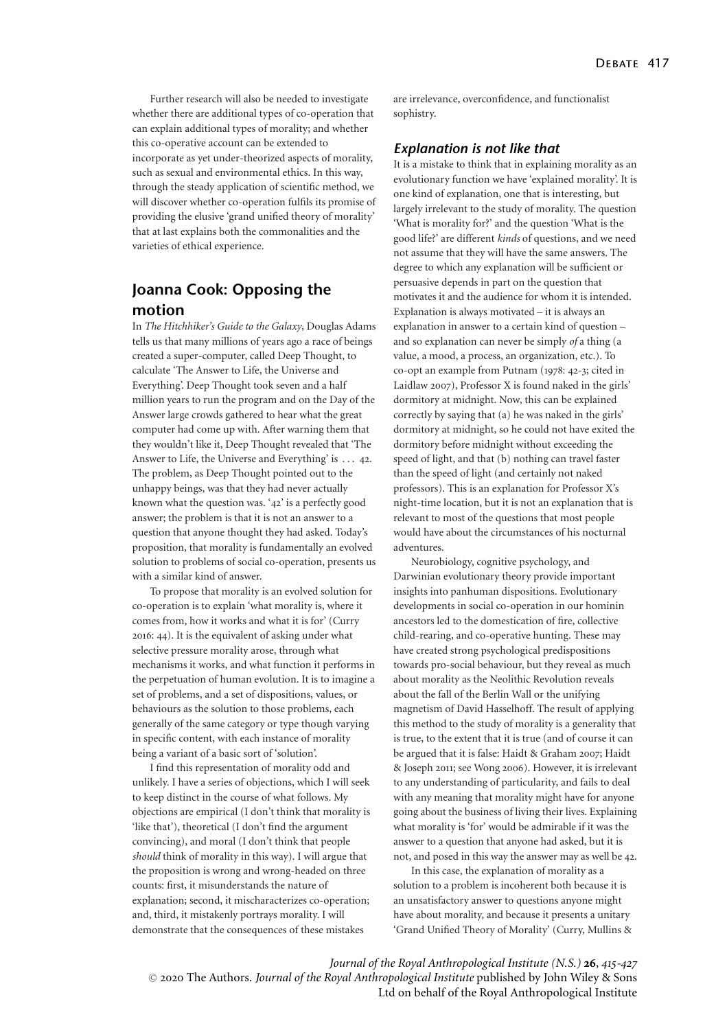Further research will also be needed to investigate whether there are additional types of co-operation that can explain additional types of morality; and whether this co-operative account can be extended to incorporate as yet under-theorized aspects of morality, such as sexual and environmental ethics. In this way, through the steady application of scientific method, we will discover whether co-operation fulfils its promise of providing the elusive 'grand unified theory of morality' that at last explains both the commonalities and the varieties of ethical experience.

## Joanna Cook: Opposing the motion

In *The Hitchhiker's Guide to the Galaxy*, Douglas Adams tells us that many millions of years ago a race of beings created a super-computer, called Deep Thought, to calculate 'The Answer to Life, the Universe and Everything'. Deep Thought took seven and a half million years to run the program and on the Day of the Answer large crowds gathered to hear what the great computer had come up with. After warning them that they wouldn't like it, Deep Thought revealed that 'The Answer to Life, the Universe and Everything' is . . . 42. The problem, as Deep Thought pointed out to the unhappy beings, was that they had never actually known what the question was. '42' is a perfectly good answer; the problem is that it is not an answer to a question that anyone thought they had asked. Today's proposition, that morality is fundamentally an evolved solution to problems of social co-operation, presents us with a similar kind of answer.

To propose that morality is an evolved solution for co-operation is to explain 'what morality is, where it comes from, how it works and what it is for' (Curry 2016: 44). It is the equivalent of asking under what selective pressure morality arose, through what mechanisms it works, and what function it performs in the perpetuation of human evolution. It is to imagine a set of problems, and a set of dispositions, values, or behaviours as the solution to those problems, each generally of the same category or type though varying in specific content, with each instance of morality being a variant of a basic sort of 'solution'.

I find this representation of morality odd and unlikely. I have a series of objections, which I will seek to keep distinct in the course of what follows. My objections are empirical (I don't think that morality is 'like that'), theoretical (I don't find the argument convincing), and moral (I don't think that people *should* think of morality in this way). I will argue that the proposition is wrong and wrong-headed on three counts: first, it misunderstands the nature of explanation; second, it mischaracterizes co-operation; and, third, it mistakenly portrays morality. I will demonstrate that the consequences of these mistakes are irrelevance, overconfidence, and functionalist sophistry.

### *Explanation is not like that*

It is a mistake to think that in explaining morality as an evolutionary function we have 'explained morality'. It is one kind of explanation, one that is interesting, but largely irrelevant to the study of morality. The question 'What is morality for?' and the question 'What is the good life?' are different *kinds* of questions, and we need not assume that they will have the same answers. The degree to which any explanation will be sufficient or persuasive depends in part on the question that motivates it and the audience for whom it is intended. Explanation is always motivated – it is always an explanation in answer to a certain kind of question – and so explanation can never be simply *of* a thing (a value, a mood, a process, an organization, etc.). To co-opt an example from Putnam (1978: 42-3; cited in Laidlaw 2007), Professor X is found naked in the girls' dormitory at midnight. Now, this can be explained correctly by saying that (a) he was naked in the girls' dormitory at midnight, so he could not have exited the dormitory before midnight without exceeding the speed of light, and that (b) nothing can travel faster than the speed of light (and certainly not naked professors). This is an explanation for Professor X's night-time location, but it is not an explanation that is relevant to most of the questions that most people would have about the circumstances of his nocturnal adventures.

Neurobiology, cognitive psychology, and Darwinian evolutionary theory provide important insights into panhuman dispositions. Evolutionary developments in social co-operation in our hominin ancestors led to the domestication of fire, collective child-rearing, and co-operative hunting. These may have created strong psychological predispositions towards pro-social behaviour, but they reveal as much about morality as the Neolithic Revolution reveals about the fall of the Berlin Wall or the unifying magnetism of David Hasselhoff. The result of applying this method to the study of morality is a generality that is true, to the extent that it is true (and of course it can be argued that it is false: Haidt & Graham 2007; Haidt & Joseph 2011; see Wong 2006). However, it is irrelevant to any understanding of particularity, and fails to deal with any meaning that morality might have for anyone going about the business of living their lives. Explaining what morality is 'for' would be admirable if it was the answer to a question that anyone had asked, but it is not, and posed in this way the answer may as well be 42.

In this case, the explanation of morality as a solution to a problem is incoherent both because it is an unsatisfactory answer to questions anyone might have about morality, and because it presents a unitary 'Grand Unified Theory of Morality' (Curry, Mullins &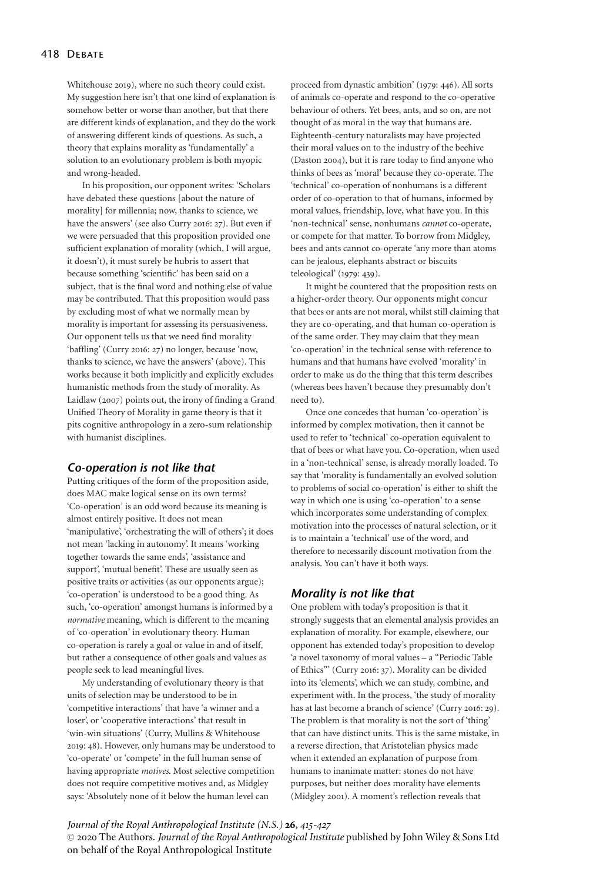Whitehouse 2019), where no such theory could exist. My suggestion here isn't that one kind of explanation is somehow better or worse than another, but that there are different kinds of explanation, and they do the work of answering different kinds of questions. As such, a theory that explains morality as 'fundamentally' a solution to an evolutionary problem is both myopic and wrong-headed.

In his proposition, our opponent writes: 'Scholars have debated these questions [about the nature of morality] for millennia; now, thanks to science, we have the answers' (see also Curry 2016: 27). But even if we were persuaded that this proposition provided one sufficient explanation of morality (which, I will argue, it doesn't), it must surely be hubris to assert that because something 'scientific' has been said on a subject, that is the final word and nothing else of value may be contributed. That this proposition would pass by excluding most of what we normally mean by morality is important for assessing its persuasiveness. Our opponent tells us that we need find morality 'baffling' (Curry 2016: 27) no longer, because 'now, thanks to science, we have the answers' (above). This works because it both implicitly and explicitly excludes humanistic methods from the study of morality. As Laidlaw (2007) points out, the irony of finding a Grand Unified Theory of Morality in game theory is that it pits cognitive anthropology in a zero-sum relationship with humanist disciplines.

## *Co-operation is not like that*

Putting critiques of the form of the proposition aside, does MAC make logical sense on its own terms? 'Co-operation' is an odd word because its meaning is almost entirely positive. It does not mean 'manipulative', 'orchestrating the will of others'; it does not mean 'lacking in autonomy'. It means 'working together towards the same ends', 'assistance and support', 'mutual benefit'. These are usually seen as positive traits or activities (as our opponents argue); 'co-operation' is understood to be a good thing. As such, 'co-operation' amongst humans is informed by a *normative* meaning, which is different to the meaning of 'co-operation' in evolutionary theory. Human co-operation is rarely a goal or value in and of itself, but rather a consequence of other goals and values as people seek to lead meaningful lives.

My understanding of evolutionary theory is that units of selection may be understood to be in 'competitive interactions' that have 'a winner and a loser', or 'cooperative interactions' that result in 'win-win situations' (Curry, Mullins & Whitehouse 2019: 48). However, only humans may be understood to 'co-operate' or 'compete' in the full human sense of having appropriate *motives*. Most selective competition does not require competitive motives and, as Midgley says: 'Absolutely none of it below the human level can proceed from dynastic ambition' (1979: 446). All sorts of animals co-operate and respond to the co-operative behaviour of others. Yet bees, ants, and so on, are not thought of as moral in the way that humans are. Eighteenth-century naturalists may have projected their moral values on to the industry of the beehive (Daston 2004), but it is rare today to find anyone who thinks of bees as 'moral' because they co-operate. The 'technical' co-operation of nonhumans is a different order of co-operation to that of humans, informed by moral values, friendship, love, what have you. In this 'non-technical' sense, nonhumans *cannot* co-operate, or compete for that matter. To borrow from Midgley, bees and ants cannot co-operate 'any more than atoms can be jealous, elephants abstract or biscuits teleological' (1979: 439).

It might be countered that the proposition rests on a higher-order theory. Our opponents might concur that bees or ants are not moral, whilst still claiming that they are co-operating, and that human co-operation is of the same order. They may claim that they mean 'co-operation' in the technical sense with reference to humans and that humans have evolved 'morality' in order to make us do the thing that this term describes (whereas bees haven't because they presumably don't need to).

Once one concedes that human 'co-operation' is informed by complex motivation, then it cannot be used to refer to 'technical' co-operation equivalent to that of bees or what have you. Co-operation, when used in a 'non-technical' sense, is already morally loaded. To say that 'morality is fundamentally an evolved solution to problems of social co-operation' is either to shift the way in which one is using 'co-operation' to a sense which incorporates some understanding of complex motivation into the processes of natural selection, or it is to maintain a 'technical' use of the word, and therefore to necessarily discount motivation from the analysis. You can't have it both ways.

## *Morality is not like that*

One problem with today's proposition is that it strongly suggests that an elemental analysis provides an explanation of morality. For example, elsewhere, our opponent has extended today's proposition to develop 'a novel taxonomy of moral values – a "Periodic Table of Ethics"' (Curry 2016: 37). Morality can be divided into its 'elements', which we can study, combine, and experiment with. In the process, 'the study of morality has at last become a branch of science' (Curry 2016: 29). The problem is that morality is not the sort of 'thing' that can have distinct units. This is the same mistake, in a reverse direction, that Aristotelian physics made when it extended an explanation of purpose from humans to inanimate matter: stones do not have purposes, but neither does morality have elements (Midgley 2001). A moment's reflection reveals that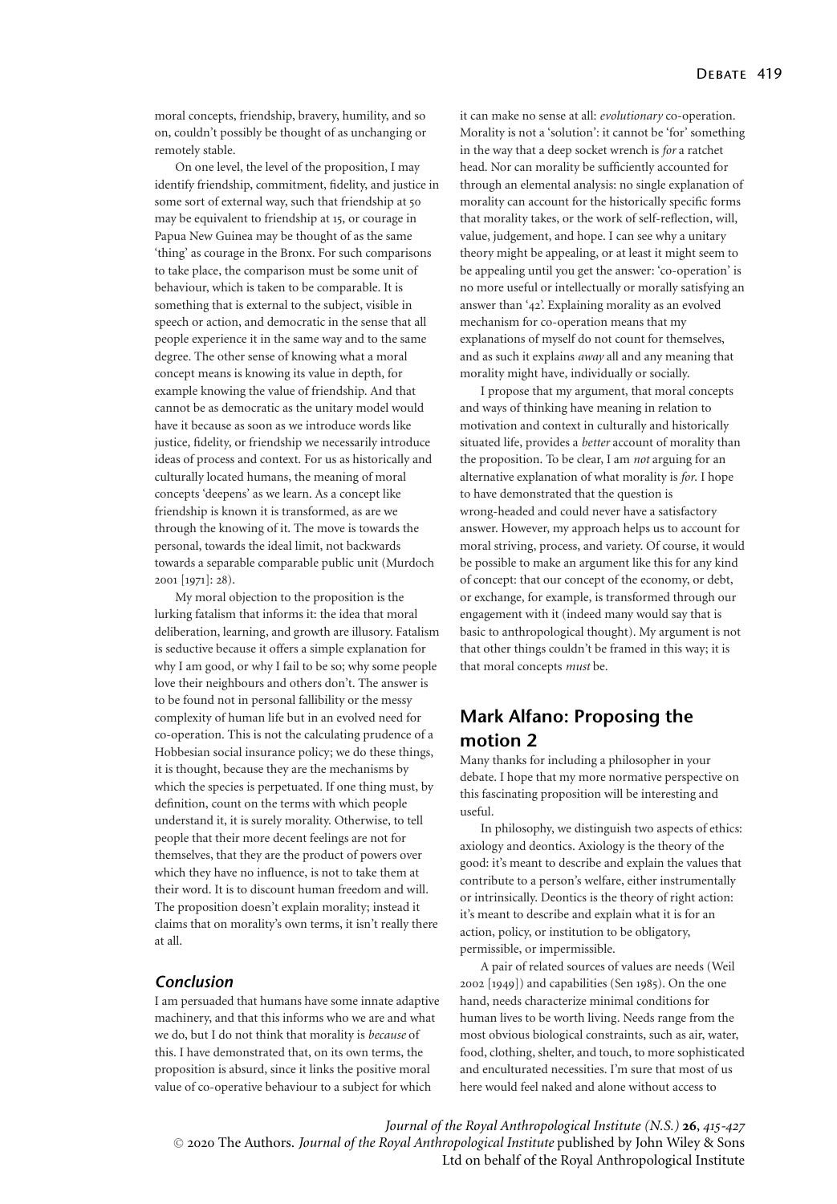moral concepts, friendship, bravery, humility, and so on, couldn't possibly be thought of as unchanging or remotely stable.

On one level, the level of the proposition, I may identify friendship, commitment, fidelity, and justice in some sort of external way, such that friendship at 50 may be equivalent to friendship at 15, or courage in Papua New Guinea may be thought of as the same 'thing' as courage in the Bronx. For such comparisons to take place, the comparison must be some unit of behaviour, which is taken to be comparable. It is something that is external to the subject, visible in speech or action, and democratic in the sense that all people experience it in the same way and to the same degree. The other sense of knowing what a moral concept means is knowing its value in depth, for example knowing the value of friendship. And that cannot be as democratic as the unitary model would have it because as soon as we introduce words like justice, fidelity, or friendship we necessarily introduce ideas of process and context. For us as historically and culturally located humans, the meaning of moral concepts 'deepens' as we learn. As a concept like friendship is known it is transformed, as are we through the knowing of it. The move is towards the personal, towards the ideal limit, not backwards towards a separable comparable public unit (Murdoch 2001 [1971]: 28).

My moral objection to the proposition is the lurking fatalism that informs it: the idea that moral deliberation, learning, and growth are illusory. Fatalism is seductive because it offers a simple explanation for why I am good, or why I fail to be so; why some people love their neighbours and others don't. The answer is to be found not in personal fallibility or the messy complexity of human life but in an evolved need for co-operation. This is not the calculating prudence of a Hobbesian social insurance policy; we do these things, it is thought, because they are the mechanisms by which the species is perpetuated. If one thing must, by definition, count on the terms with which people understand it, it is surely morality. Otherwise, to tell people that their more decent feelings are not for themselves, that they are the product of powers over which they have no influence, is not to take them at their word. It is to discount human freedom and will. The proposition doesn't explain morality; instead it claims that on morality's own terms, it isn't really there at all.

### *Conclusion*

I am persuaded that humans have some innate adaptive machinery, and that this informs who we are and what we do, but I do not think that morality is *because* of this. I have demonstrated that, on its own terms, the proposition is absurd, since it links the positive moral value of co-operative behaviour to a subject for which it can make no sense at all: *evolutionary* co-operation. Morality is not a 'solution': it cannot be 'for' something in the way that a deep socket wrench is *for* a ratchet head. Nor can morality be sufficiently accounted for through an elemental analysis: no single explanation of morality can account for the historically specific forms that morality takes, or the work of self-reflection, will, value, judgement, and hope. I can see why a unitary theory might be appealing, or at least it might seem to be appealing until you get the answer: 'co-operation' is no more useful or intellectually or morally satisfying an answer than '42'. Explaining morality as an evolved mechanism for co-operation means that my explanations of myself do not count for themselves, and as such it explains *away* all and any meaning that morality might have, individually or socially.

I propose that my argument, that moral concepts and ways of thinking have meaning in relation to motivation and context in culturally and historically situated life, provides a *better* account of morality than the proposition. To be clear, I am *not* arguing for an alternative explanation of what morality is *for*. I hope to have demonstrated that the question is wrong-headed and could never have a satisfactory answer. However, my approach helps us to account for moral striving, process, and variety. Of course, it would be possible to make an argument like this for any kind of concept: that our concept of the economy, or debt, or exchange, for example, is transformed through our engagement with it (indeed many would say that is basic to anthropological thought). My argument is not that other things couldn't be framed in this way; it is that moral concepts *must* be.

## Mark Alfano: Proposing the motion 2

Many thanks for including a philosopher in your debate. I hope that my more normative perspective on this fascinating proposition will be interesting and useful.

In philosophy, we distinguish two aspects of ethics: axiology and deontics. Axiology is the theory of the good: it's meant to describe and explain the values that contribute to a person's welfare, either instrumentally or intrinsically. Deontics is the theory of right action: it's meant to describe and explain what it is for an action, policy, or institution to be obligatory, permissible, or impermissible.

A pair of related sources of values are needs (Weil 2002 [1949]) and capabilities (Sen 1985). On the one hand, needs characterize minimal conditions for human lives to be worth living. Needs range from the most obvious biological constraints, such as air, water, food, clothing, shelter, and touch, to more sophisticated and enculturated necessities. I'm sure that most of us here would feel naked and alone without access to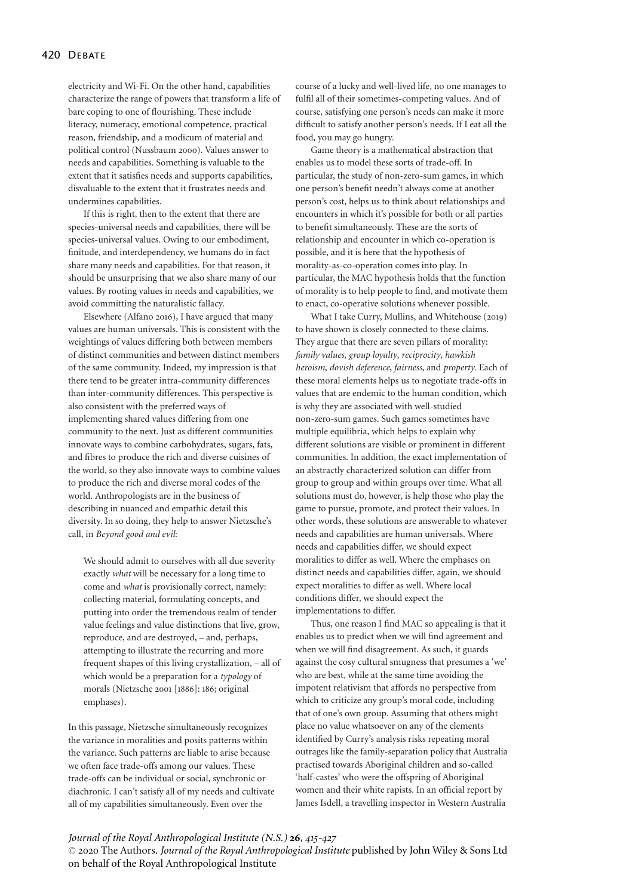electricity and Wi-Fi. On the other hand, capabilities characterize the range of powers that transform a life of bare coping to one of flourishing. These include literacy, numeracy, emotional competence, practical reason, friendship, and a modicum of material and political control (Nussbaum 2000). Values answer to needs and capabilities. Something is valuable to the extent that it satisfies needs and supports capabilities, disvaluable to the extent that it frustrates needs and undermines capabilities.

If this is right, then to the extent that there are species-universal needs and capabilities, there will be species-universal values. Owing to our embodiment, finitude, and interdependency, we humans do in fact share many needs and capabilities. For that reason, it should be unsurprising that we also share many of our values. By rooting values in needs and capabilities, we avoid committing the naturalistic fallacy.

Elsewhere (Alfano 2016), I have argued that many values are human universals. This is consistent with the weightings of values differing both between members of distinct communities and between distinct members of the same community. Indeed, my impression is that there tend to be greater intra-community differences than inter-community differences. This perspective is also consistent with the preferred ways of implementing shared values differing from one community to the next. Just as different communities innovate ways to combine carbohydrates, sugars, fats, and fibres to produce the rich and diverse cuisines of the world, so they also innovate ways to combine values to produce the rich and diverse moral codes of the world. Anthropologists are in the business of describing in nuanced and empathic detail this diversity. In so doing, they help to answer Nietzsche's call, in *Beyond good and evil*:

> We should admit to ourselves with all due severity exactly *what* will be necessary for a long time to come and *what* is provisionally correct, namely: collecting material, formulating concepts, and putting into order the tremendous realm of tender value feelings and value distinctions that live, grow, reproduce, and are destroyed, – and, perhaps, attempting to illustrate the recurring and more frequent shapes of this living crystallization, – all of which would be a preparation for a *typology* of morals (Nietzsche 2001 [1886]: 186; original emphases).

In this passage, Nietzsche simultaneously recognizes the variance in moralities and posits patterns within the variance. Such patterns are liable to arise because we often face trade-offs among our values. These trade-offs can be individual or social, synchronic or diachronic. I can't satisfy all of my needs and cultivate all of my capabilities simultaneously. Even over the course of a lucky and well-lived life, no one manages to fulfil all of their sometimes-competing values. And of course, satisfying one person's needs can make it more difficult to satisfy another person's needs. If I eat all the food, you may go hungry.

Game theory is a mathematical abstraction that enables us to model these sorts of trade-off. In particular, the study of non-zero-sum games, in which one person's benefit needn't always come at another person's cost, helps us to think about relationships and encounters in which it's possible for both or all parties to benefit simultaneously. These are the sorts of relationship and encounter in which co-operation is possible, and it is here that the hypothesis of morality-as-co-operation comes into play. In particular, the MAC hypothesis holds that the function of morality is to help people to find, and motivate them to enact, co-operative solutions whenever possible.

What I take Curry, Mullins, and Whitehouse (2019) to have shown is closely connected to these claims. They argue that there are seven pillars of morality: *family values*, *group loyalty*, *reciprocity*, *hawkish heroism*, *dovish deference*, *fairness*, and *property*. Each of these moral elements helps us to negotiate trade-offs in values that are endemic to the human condition, which is why they are associated with well-studied non-zero-sum games. Such games sometimes have multiple equilibria, which helps to explain why different solutions are visible or prominent in different communities. In addition, the exact implementation of an abstractly characterized solution can differ from group to group and within groups over time. What all solutions must do, however, is help those who play the game to pursue, promote, and protect their values. In other words, these solutions are answerable to whatever needs and capabilities are human universals. Where needs and capabilities differ, we should expect moralities to differ as well. Where the emphases on distinct needs and capabilities differ, again, we should expect moralities to differ as well. Where local conditions differ, we should expect the implementations to differ.

Thus, one reason I find MAC so appealing is that it enables us to predict when we will find agreement and when we will find disagreement. As such, it guards against the cosy cultural smugness that presumes a 'we' who are best, while at the same time avoiding the impotent relativism that affords no perspective from which to criticize any group's moral code, including that of one's own group. Assuming that others might place no value whatsoever on any of the elements identified by Curry's analysis risks repeating moral outrages like the family-separation policy that Australia practised towards Aboriginal children and so-called 'half-castes' who were the offspring of Aboriginal women and their white rapists. In an official report by James Isdell, a travelling inspector in Western Australia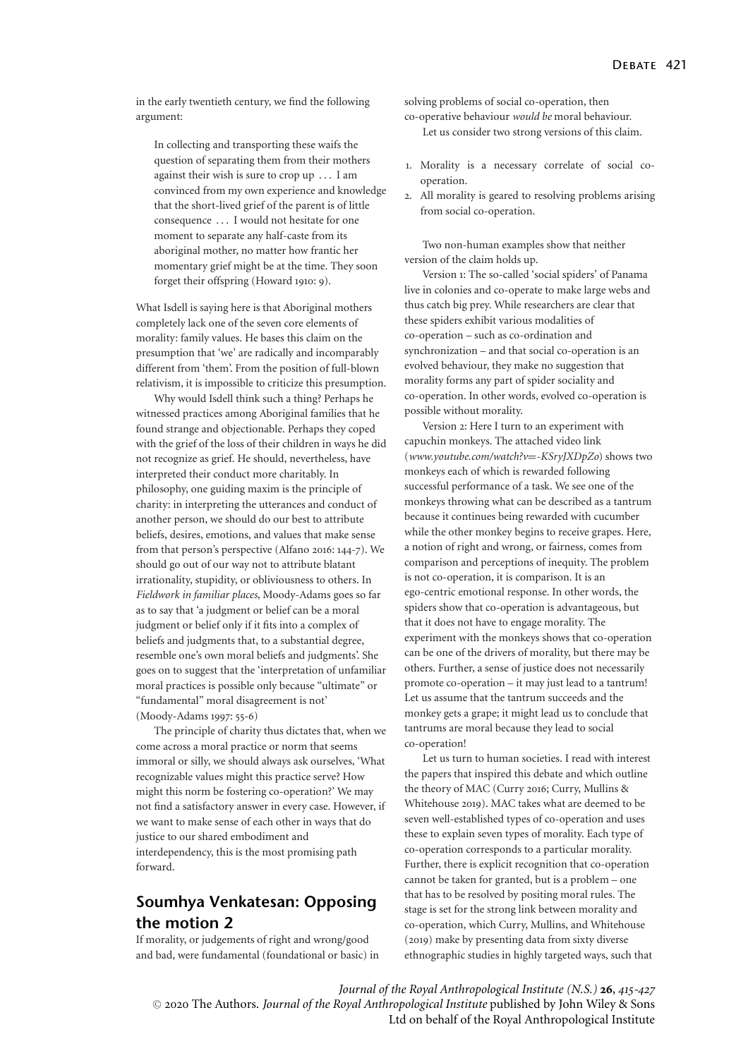in the early twentieth century, we find the following argument:

> In collecting and transporting these waifs the question of separating them from their mothers against their wish is sure to crop up ... I am convinced from my own experience and knowledge that the short-lived grief of the parent is of little consequence ... I would not hesitate for one moment to separate any half-caste from its aboriginal mother, no matter how frantic her momentary grief might be at the time. They soon forget their offspring (Howard 1910: 9).

What Isdell is saying here is that Aboriginal mothers completely lack one of the seven core elements of morality: family values. He bases this claim on the presumption that 'we' are radically and incomparably different from 'them'. From the position of full-blown relativism, it is impossible to criticize this presumption.

Why would Isdell think such a thing? Perhaps he witnessed practices among Aboriginal families that he found strange and objectionable. Perhaps they coped with the grief of the loss of their children in ways he did not recognize as grief. He should, nevertheless, have interpreted their conduct more charitably. In philosophy, one guiding maxim is the principle of charity: in interpreting the utterances and conduct of another person, we should do our best to attribute beliefs, desires, emotions, and values that make sense from that person's perspective (Alfano 2016: 144-7). We should go out of our way not to attribute blatant irrationality, stupidity, or obliviousness to others. In *Fieldwork in familiar places*, Moody-Adams goes so far as to say that 'a judgment or belief can be a moral judgment or belief only if it fits into a complex of beliefs and judgments that, to a substantial degree, resemble one's own moral beliefs and judgments'. She goes on to suggest that the 'interpretation of unfamiliar moral practices is possible only because "ultimate" or "fundamental" moral disagreement is not' (Moody-Adams 1997: 55-6)

The principle of charity thus dictates that, when we come across a moral practice or norm that seems immoral or silly, we should always ask ourselves, 'What recognizable values might this practice serve? How might this norm be fostering co-operation?' We may not find a satisfactory answer in every case. However, if we want to make sense of each other in ways that do justice to our shared embodiment and interdependency, this is the most promising path forward.

## Soumhya Venkatesan: Opposing the motion 2

If morality, or judgements of right and wrong/good and bad, were fundamental (foundational or basic) in solving problems of social co-operation, then co-operative behaviour *would be* moral behaviour.

Let us consider two strong versions of this claim.

1. Morality is a necessary correlate of social co-operation.
2. All morality is geared to resolving problems arising from social co-operation.

Two non-human examples show that neither version of the claim holds up.

Version 1: The so-called 'social spiders' of Panama live in colonies and co-operate to make large webs and thus catch big prey. While researchers are clear that these spiders exhibit various modalities of co-operation – such as co-ordination and synchronization – and that social co-operation is an evolved behaviour, they make no suggestion that morality forms any part of spider sociality and co-operation. In other words, evolved co-operation is possible without morality.

Version 2: Here I turn to an experiment with capuchin monkeys. The attached video link (*www.youtube.com/watch?v=-KSryJXDpZo*) shows two monkeys each of which is rewarded following successful performance of a task. We see one of the monkeys throwing what can be described as a tantrum because it continues being rewarded with cucumber while the other monkey begins to receive grapes. Here, a notion of right and wrong, or fairness, comes from comparison and perceptions of inequity. The problem is not co-operation, it is comparison. It is an ego-centric emotional response. In other words, the spiders show that co-operation is advantageous, but that it does not have to engage morality. The experiment with the monkeys shows that co-operation can be one of the drivers of morality, but there may be others. Further, a sense of justice does not necessarily promote co-operation – it may just lead to a tantrum! Let us assume that the tantrum succeeds and the monkey gets a grape; it might lead us to conclude that tantrums are moral because they lead to social co-operation!

Let us turn to human societies. I read with interest the papers that inspired this debate and which outline the theory of MAC (Curry 2016; Curry, Mullins & Whitehouse 2019). MAC takes what are deemed to be seven well-established types of co-operation and uses these to explain seven types of morality. Each type of co-operation corresponds to a particular morality. Further, there is explicit recognition that co-operation cannot be taken for granted, but is a problem – one that has to be resolved by positing moral rules. The stage is set for the strong link between morality and co-operation, which Curry, Mullins, and Whitehouse (2019) make by presenting data from sixty diverse ethnographic studies in highly targeted ways, such that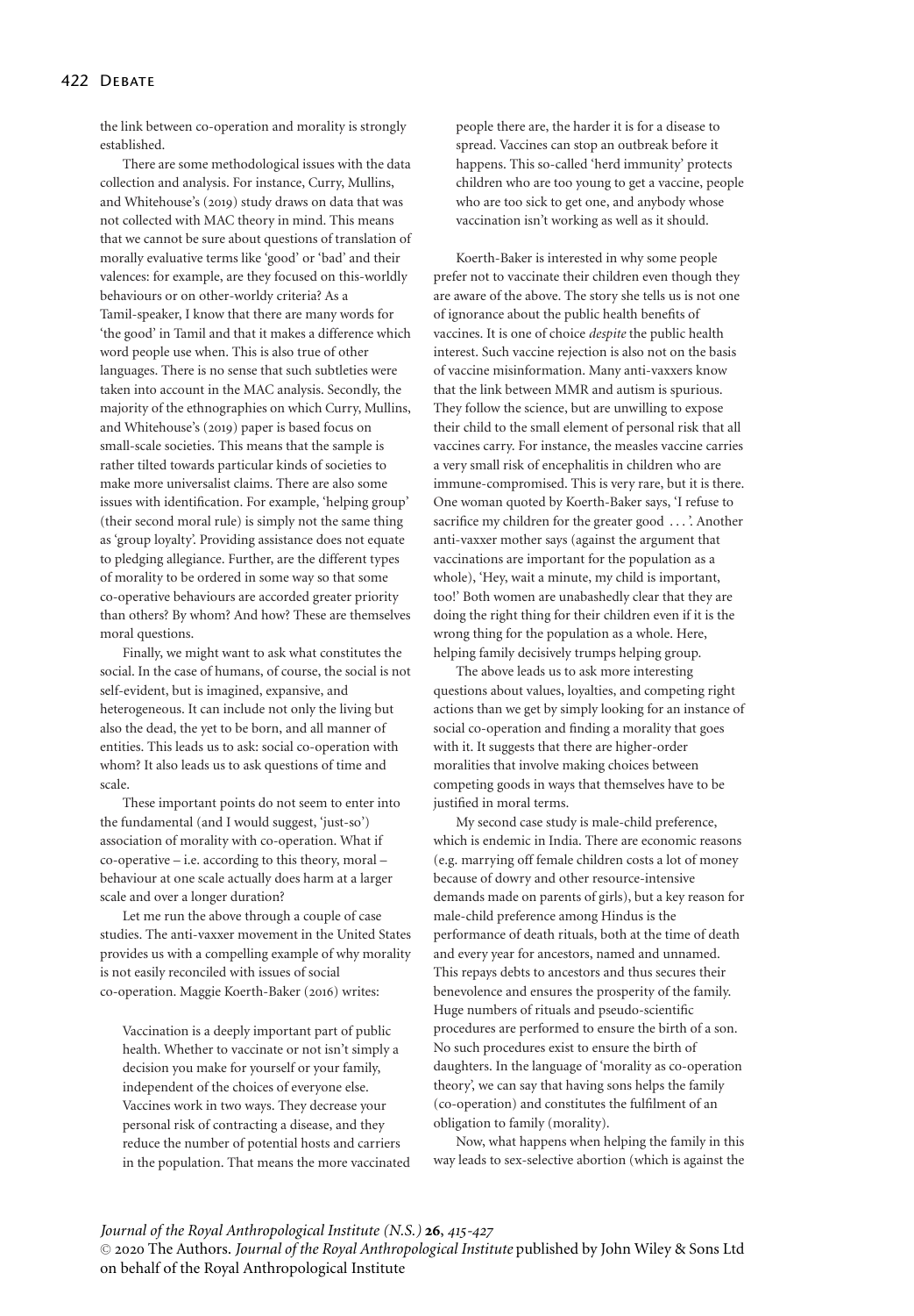the link between co-operation and morality is strongly established.

There are some methodological issues with the data collection and analysis. For instance, Curry, Mullins, and Whitehouse's (2019) study draws on data that was not collected with MAC theory in mind. This means that we cannot be sure about questions of translation of morally evaluative terms like 'good' or 'bad' and their valences: for example, are they focused on this-worldly behaviours or on other-worldy criteria? As a Tamil-speaker, I know that there are many words for 'the good' in Tamil and that it makes a difference which word people use when. This is also true of other languages. There is no sense that such subtleties were taken into account in the MAC analysis. Secondly, the majority of the ethnographies on which Curry, Mullins, and Whitehouse's (2019) paper is based focus on small-scale societies. This means that the sample is rather tilted towards particular kinds of societies to make more universalist claims. There are also some issues with identification. For example, 'helping group' (their second moral rule) is simply not the same thing as 'group loyalty'. Providing assistance does not equate to pledging allegiance. Further, are the different types of morality to be ordered in some way so that some co-operative behaviours are accorded greater priority than others? By whom? And how? These are themselves moral questions.

Finally, we might want to ask what constitutes the social. In the case of humans, of course, the social is not self-evident, but is imagined, expansive, and heterogeneous. It can include not only the living but also the dead, the yet to be born, and all manner of entities. This leads us to ask: social co-operation with whom? It also leads us to ask questions of time and scale.

These important points do not seem to enter into the fundamental (and I would suggest, 'just-so') association of morality with co-operation. What if co-operative – i.e. according to this theory, moral – behaviour at one scale actually does harm at a larger scale and over a longer duration?

Let me run the above through a couple of case studies. The anti-vaxxer movement in the United States provides us with a compelling example of why morality is not easily reconciled with issues of social co-operation. Maggie Koerth-Baker (2016) writes:

> Vaccination is a deeply important part of public health. Whether to vaccinate or not isn't simply a decision you make for yourself or your family, independent of the choices of everyone else. Vaccines work in two ways. They decrease your personal risk of contracting a disease, and they reduce the number of potential hosts and carriers in the population. That means the more vaccinated people there are, the harder it is for a disease to spread. Vaccines can stop an outbreak before it happens. This so-called 'herd immunity' protects children who are too young to get a vaccine, people who are too sick to get one, and anybody whose vaccination isn't working as well as it should.

Koerth-Baker is interested in why some people prefer not to vaccinate their children even though they are aware of the above. The story she tells us is not one of ignorance about the public health benefits of vaccines. It is one of choice *despite* the public health interest. Such vaccine rejection is also not on the basis of vaccine misinformation. Many anti-vaxxers know that the link between MMR and autism is spurious. They follow the science, but are unwilling to expose their child to the small element of personal risk that all vaccines carry. For instance, the measles vaccine carries a very small risk of encephalitis in children who are immune-compromised. This is very rare, but it is there. One woman quoted by Koerth-Baker says, 'I refuse to sacrifice my children for the greater good . . .'. Another anti-vaxxer mother says (against the argument that vaccinations are important for the population as a whole), 'Hey, wait a minute, my child is important, too!' Both women are unabashedly clear that they are doing the right thing for their children even if it is the wrong thing for the population as a whole. Here, helping family decisively trumps helping group.

The above leads us to ask more interesting questions about values, loyalties, and competing right actions than we get by simply looking for an instance of social co-operation and finding a morality that goes with it. It suggests that there are higher-order moralities that involve making choices between competing goods in ways that themselves have to be justified in moral terms.

My second case study is male-child preference, which is endemic in India. There are economic reasons (e.g. marrying off female children costs a lot of money because of dowry and other resource-intensive demands made on parents of girls), but a key reason for male-child preference among Hindus is the performance of death rituals, both at the time of death and every year for ancestors, named and unnamed. This repays debts to ancestors and thus secures their benevolence and ensures the prosperity of the family. Huge numbers of rituals and pseudo-scientific procedures are performed to ensure the birth of a son. No such procedures exist to ensure the birth of daughters. In the language of 'morality as co-operation theory', we can say that having sons helps the family (co-operation) and constitutes the fulfilment of an obligation to family (morality).

Now, what happens when helping the family in this way leads to sex-selective abortion (which is against the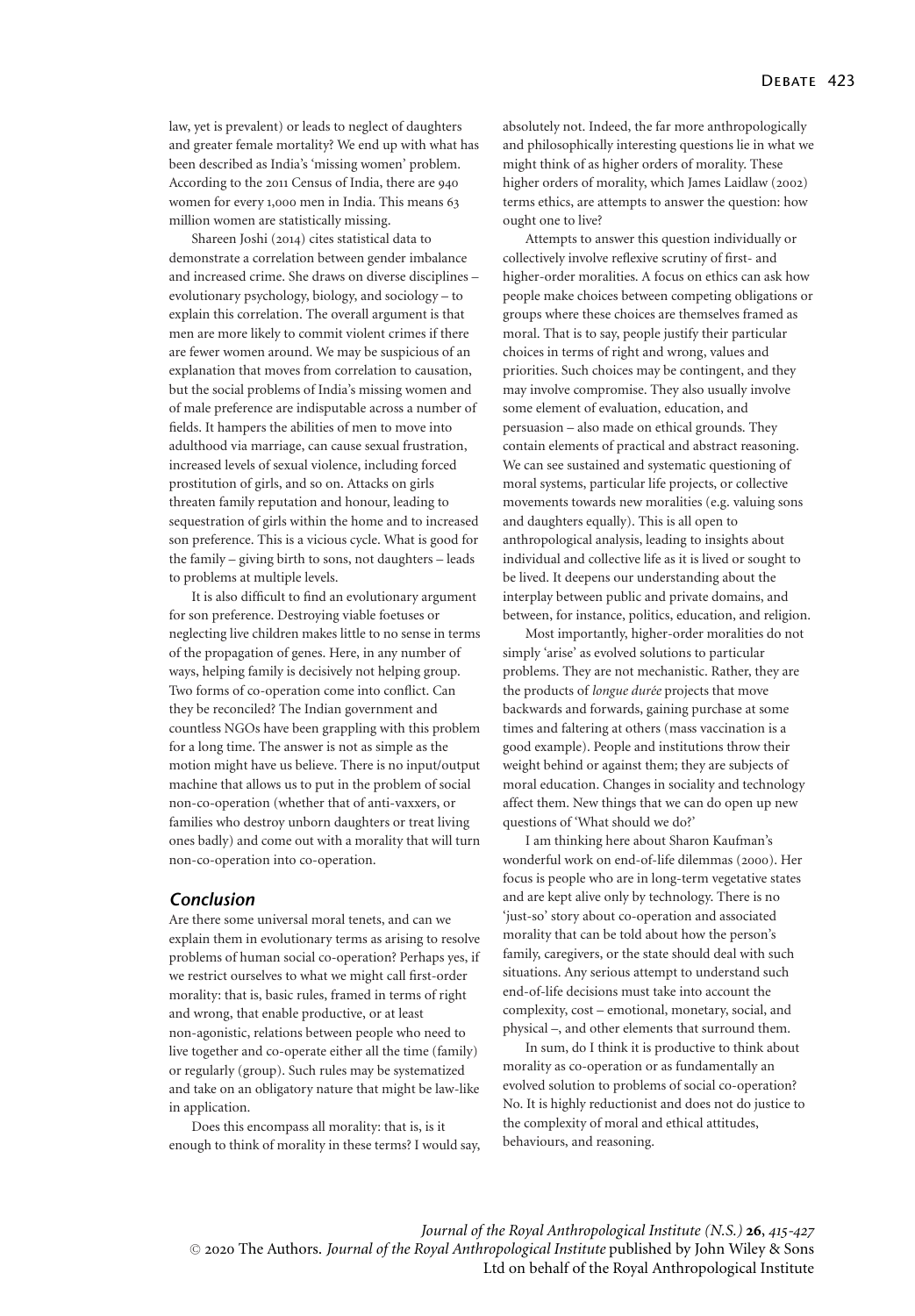law, yet is prevalent) or leads to neglect of daughters and greater female mortality? We end up with what has been described as India's 'missing women' problem. According to the 2011 Census of India, there are 940 women for every 1,000 men in India. This means 63 million women are statistically missing.

Shareen Joshi (2014) cites statistical data to demonstrate a correlation between gender imbalance and increased crime. She draws on diverse disciplines – evolutionary psychology, biology, and sociology – to explain this correlation. The overall argument is that men are more likely to commit violent crimes if there are fewer women around. We may be suspicious of an explanation that moves from correlation to causation, but the social problems of India's missing women and of male preference are indisputable across a number of fields. It hampers the abilities of men to move into adulthood via marriage, can cause sexual frustration, increased levels of sexual violence, including forced prostitution of girls, and so on. Attacks on girls threaten family reputation and honour, leading to sequestration of girls within the home and to increased son preference. This is a vicious cycle. What is good for the family – giving birth to sons, not daughters – leads to problems at multiple levels.

It is also difficult to find an evolutionary argument for son preference. Destroying viable foetuses or neglecting live children makes little to no sense in terms of the propagation of genes. Here, in any number of ways, helping family is decisively not helping group. Two forms of co-operation come into conflict. Can they be reconciled? The Indian government and countless NGOs have been grappling with this problem for a long time. The answer is not as simple as the motion might have us believe. There is no input/output machine that allows us to put in the problem of social non-co-operation (whether that of anti-vaxxers, or families who destroy unborn daughters or treat living ones badly) and come out with a morality that will turn non-co-operation into co-operation.

## Conclusion

Are there some universal moral tenets, and can we explain them in evolutionary terms as arising to resolve problems of human social co-operation? Perhaps yes, if we restrict ourselves to what we might call first-order morality: that is, basic rules, framed in terms of right and wrong, that enable productive, or at least non-agonistic, relations between people who need to live together and co-operate either all the time (family) or regularly (group). Such rules may be systematized and take on an obligatory nature that might be law-like in application.

Does this encompass all morality: that is, is it enough to think of morality in these terms? I would say, absolutely not. Indeed, the far more anthropologically and philosophically interesting questions lie in what we might think of as higher orders of morality. These higher orders of morality, which James Laidlaw (2002) terms ethics, are attempts to answer the question: how ought one to live?

Attempts to answer this question individually or collectively involve reflexive scrutiny of first- and higher-order moralities. A focus on ethics can ask how people make choices between competing obligations or groups where these choices are themselves framed as moral. That is to say, people justify their particular choices in terms of right and wrong, values and priorities. Such choices may be contingent, and they may involve compromise. They also usually involve some element of evaluation, education, and persuasion – also made on ethical grounds. They contain elements of practical and abstract reasoning. We can see sustained and systematic questioning of moral systems, particular life projects, or collective movements towards new moralities (e.g. valuing sons and daughters equally). This is all open to anthropological analysis, leading to insights about individual and collective life as it is lived or sought to be lived. It deepens our understanding about the interplay between public and private domains, and between, for instance, politics, education, and religion.

Most importantly, higher-order moralities do not simply 'arise' as evolved solutions to particular problems. They are not mechanistic. Rather, they are the products of *longue durée* projects that move backwards and forwards, gaining purchase at some times and faltering at others (mass vaccination is a good example). People and institutions throw their weight behind or against them; they are subjects of moral education. Changes in sociality and technology affect them. New things that we can do open up new questions of 'What should we do?'

I am thinking here about Sharon Kaufman's wonderful work on end-of-life dilemmas (2000). Her focus is people who are in long-term vegetative states and are kept alive only by technology. There is no 'just-so' story about co-operation and associated morality that can be told about how the person's family, caregivers, or the state should deal with such situations. Any serious attempt to understand such end-of-life decisions must take into account the complexity, cost – emotional, monetary, social, and physical –, and other elements that surround them.

In sum, do I think it is productive to think about morality as co-operation or as fundamentally an evolved solution to problems of social co-operation? No. It is highly reductionist and does not do justice to the complexity of moral and ethical attitudes, behaviours, and reasoning.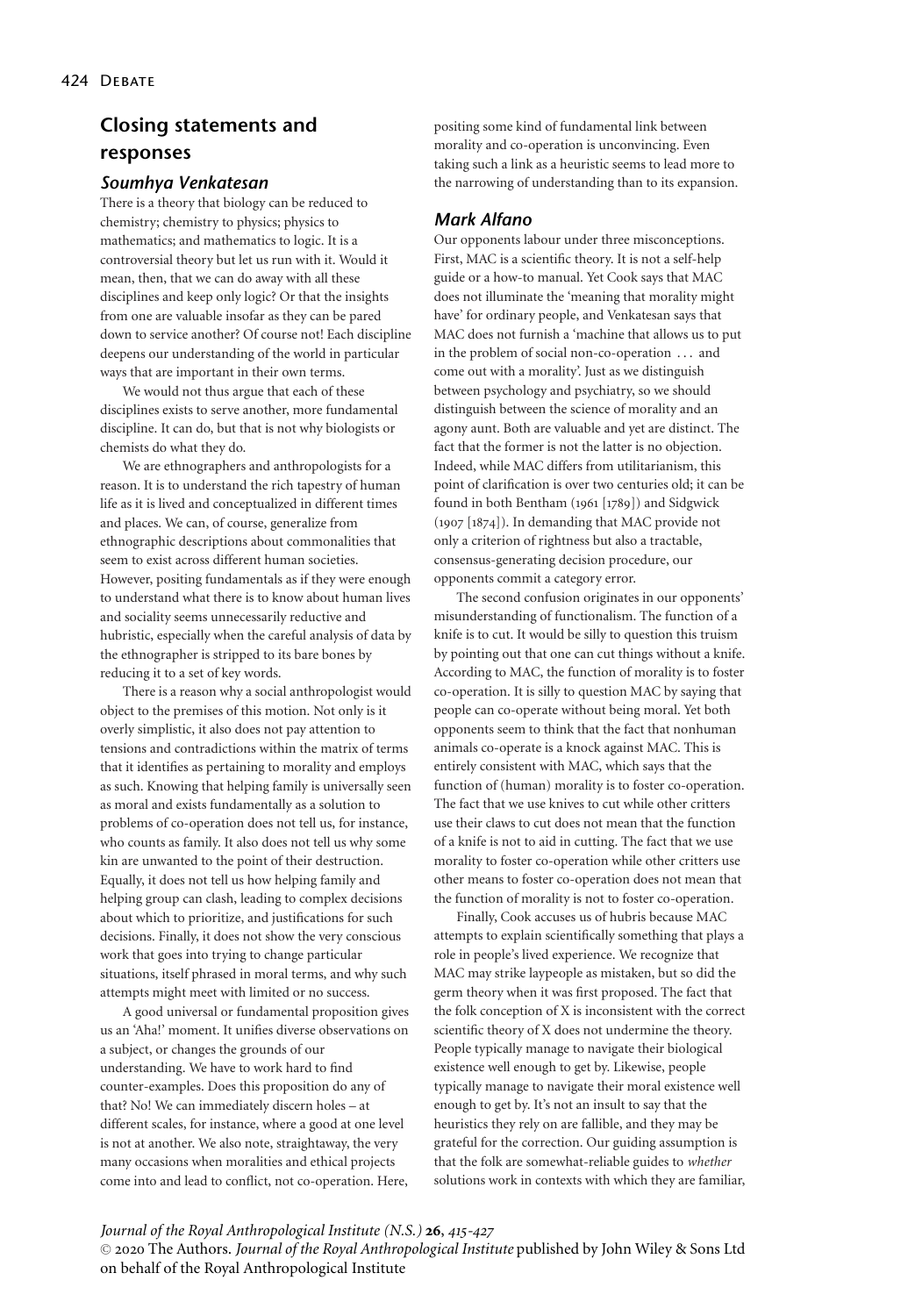## Closing statements and responses

### *Soumhya Venkatesan*

There is a theory that biology can be reduced to chemistry; chemistry to physics; physics to mathematics; and mathematics to logic. It is a controversial theory but let us run with it. Would it mean, then, that we can do away with all these disciplines and keep only logic? Or that the insights from one are valuable insofar as they can be pared down to service another? Of course not! Each discipline deepens our understanding of the world in particular ways that are important in their own terms.

We would not thus argue that each of these disciplines exists to serve another, more fundamental discipline. It can do, but that is not why biologists or chemists do what they do.

We are ethnographers and anthropologists for a reason. It is to understand the rich tapestry of human life as it is lived and conceptualized in different times and places. We can, of course, generalize from ethnographic descriptions about commonalities that seem to exist across different human societies. However, positing fundamentals as if they were enough to understand what there is to know about human lives and sociality seems unnecessarily reductive and hubristic, especially when the careful analysis of data by the ethnographer is stripped to its bare bones by reducing it to a set of key words.

There is a reason why a social anthropologist would object to the premises of this motion. Not only is it overly simplistic, it also does not pay attention to tensions and contradictions within the matrix of terms that it identifies as pertaining to morality and employs as such. Knowing that helping family is universally seen as moral and exists fundamentally as a solution to problems of co-operation does not tell us, for instance, who counts as family. It also does not tell us why some kin are unwanted to the point of their destruction. Equally, it does not tell us how helping family and helping group can clash, leading to complex decisions about which to prioritize, and justifications for such decisions. Finally, it does not show the very conscious work that goes into trying to change particular situations, itself phrased in moral terms, and why such attempts might meet with limited or no success.

A good universal or fundamental proposition gives us an 'Aha!' moment. It unifies diverse observations on a subject, or changes the grounds of our understanding. We have to work hard to find counter-examples. Does this proposition do any of that? No! We can immediately discern holes – at different scales, for instance, where a good at one level is not at another. We also note, straightaway, the very many occasions when moralities and ethical projects come into and lead to conflict, not co-operation. Here, positing some kind of fundamental link between morality and co-operation is unconvincing. Even taking such a link as a heuristic seems to lead more to the narrowing of understanding than to its expansion.

### *Mark Alfano*

Our opponents labour under three misconceptions. First, MAC is a scientific theory. It is not a self-help guide or a how-to manual. Yet Cook says that MAC does not illuminate the 'meaning that morality might have' for ordinary people, and Venkatesan says that MAC does not furnish a 'machine that allows us to put in the problem of social non-co-operation … and come out with a morality'. Just as we distinguish between psychology and psychiatry, so we should distinguish between the science of morality and an agony aunt. Both are valuable and yet are distinct. The fact that the former is not the latter is no objection. Indeed, while MAC differs from utilitarianism, this point of clarification is over two centuries old; it can be found in both Bentham (1961 [1789]) and Sidgwick (1907 [1874]). In demanding that MAC provide not only a criterion of rightness but also a tractable, consensus-generating decision procedure, our opponents commit a category error.

The second confusion originates in our opponents' misunderstanding of functionalism. The function of a knife is to cut. It would be silly to question this truism by pointing out that one can cut things without a knife. According to MAC, the function of morality is to foster co-operation. It is silly to question MAC by saying that people can co-operate without being moral. Yet both opponents seem to think that the fact that nonhuman animals co-operate is a knock against MAC. This is entirely consistent with MAC, which says that the function of (human) morality is to foster co-operation. The fact that we use knives to cut while other critters use their claws to cut does not mean that the function of a knife is not to aid in cutting. The fact that we use morality to foster co-operation while other critters use other means to foster co-operation does not mean that the function of morality is not to foster co-operation.

Finally, Cook accuses us of hubris because MAC attempts to explain scientifically something that plays a role in people's lived experience. We recognize that MAC may strike laypeople as mistaken, but so did the germ theory when it was first proposed. The fact that the folk conception of X is inconsistent with the correct scientific theory of X does not undermine the theory. People typically manage to navigate their biological existence well enough to get by. Likewise, people typically manage to navigate their moral existence well enough to get by. It's not an insult to say that the heuristics they rely on are fallible, and they may be grateful for the correction. Our guiding assumption is that the folk are somewhat-reliable guides to *whether* solutions work in contexts with which they are familiar,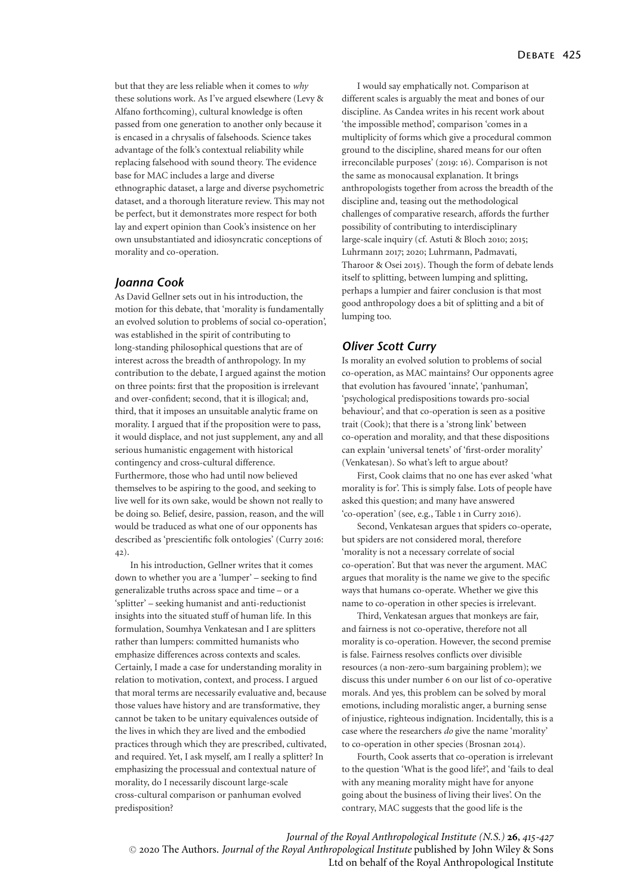but that they are less reliable when it comes to *why* these solutions work. As I've argued elsewhere (Levy & Alfano forthcoming), cultural knowledge is often passed from one generation to another only because it is encased in a chrysalis of falsehoods. Science takes advantage of the folk's contextual reliability while replacing falsehood with sound theory. The evidence base for MAC includes a large and diverse ethnographic dataset, a large and diverse psychometric dataset, and a thorough literature review. This may not be perfect, but it demonstrates more respect for both lay and expert opinion than Cook's insistence on her own unsubstantiated and idiosyncratic conceptions of morality and co-operation.

## *Joanna Cook*

As David Gellner sets out in his introduction, the motion for this debate, that 'morality is fundamentally an evolved solution to problems of social co-operation', was established in the spirit of contributing to long-standing philosophical questions that are of interest across the breadth of anthropology. In my contribution to the debate, I argued against the motion on three points: first that the proposition is irrelevant and over-confident; second, that it is illogical; and, third, that it imposes an unsuitable analytic frame on morality. I argued that if the proposition were to pass, it would displace, and not just supplement, any and all serious humanistic engagement with historical contingency and cross-cultural difference. Furthermore, those who had until now believed themselves to be aspiring to the good, and seeking to live well for its own sake, would be shown not really to be doing so. Belief, desire, passion, reason, and the will would be traduced as what one of our opponents has described as 'prescientific folk ontologies' (Curry 2016: 42).

In his introduction, Gellner writes that it comes down to whether you are a 'lumper' – seeking to find generalizable truths across space and time – or a 'splitter' – seeking humanist and anti-reductionist insights into the situated stuff of human life. In this formulation, Soumhya Venkatesan and I are splitters rather than lumpers: committed humanists who emphasize differences across contexts and scales. Certainly, I made a case for understanding morality in relation to motivation, context, and process. I argued that moral terms are necessarily evaluative and, because those values have history and are transformative, they cannot be taken to be unitary equivalences outside of the lives in which they are lived and the embodied practices through which they are prescribed, cultivated, and required. Yet, I ask myself, am I really a splitter? In emphasizing the processual and contextual nature of morality, do I necessarily discount large-scale cross-cultural comparison or panhuman evolved predisposition?

I would say emphatically not. Comparison at different scales is arguably the meat and bones of our discipline. As Candea writes in his recent work about 'the impossible method', comparison 'comes in a multiplicity of forms which give a procedural common ground to the discipline, shared means for our often irreconcilable purposes' (2019: 16). Comparison is not the same as monocausal explanation. It brings anthropologists together from across the breadth of the discipline and, teasing out the methodological challenges of comparative research, affords the further possibility of contributing to interdisciplinary large-scale inquiry (cf. Astuti & Bloch 2010; 2015; Luhrmann 2017; 2020; Luhrmann, Padmavati, Tharoor & Osei 2015). Though the form of debate lends itself to splitting, between lumping and splitting, perhaps a lumpier and fairer conclusion is that most good anthropology does a bit of splitting and a bit of lumping too.

## *Oliver Scott Curry*

Is morality an evolved solution to problems of social co-operation, as MAC maintains? Our opponents agree that evolution has favoured 'innate', 'panhuman', 'psychological predispositions towards pro-social behaviour', and that co-operation is seen as a positive trait (Cook); that there is a 'strong link' between co-operation and morality, and that these dispositions can explain 'universal tenets' of 'first-order morality' (Venkatesan). So what's left to argue about?

First, Cook claims that no one has ever asked 'what morality is for'. This is simply false. Lots of people have asked this question; and many have answered 'co-operation' (see, e.g., Table 1 in Curry 2016).

Second, Venkatesan argues that spiders co-operate, but spiders are not considered moral, therefore 'morality is not a necessary correlate of social co-operation'. But that was never the argument. MAC argues that morality is the name we give to the specific ways that humans co-operate. Whether we give this name to co-operation in other species is irrelevant.

Third, Venkatesan argues that monkeys are fair, and fairness is not co-operative, therefore not all morality is co-operation. However, the second premise is false. Fairness resolves conflicts over divisible resources (a non-zero-sum bargaining problem); we discuss this under number 6 on our list of co-operative morals. And yes, this problem can be solved by moral emotions, including moralistic anger, a burning sense of injustice, righteous indignation. Incidentally, this is a case where the researchers *do* give the name 'morality' to co-operation in other species (Brosnan 2014).

Fourth, Cook asserts that co-operation is irrelevant to the question 'What is the good life?', and 'fails to deal with any meaning morality might have for anyone going about the business of living their lives'. On the contrary, MAC suggests that the good life is the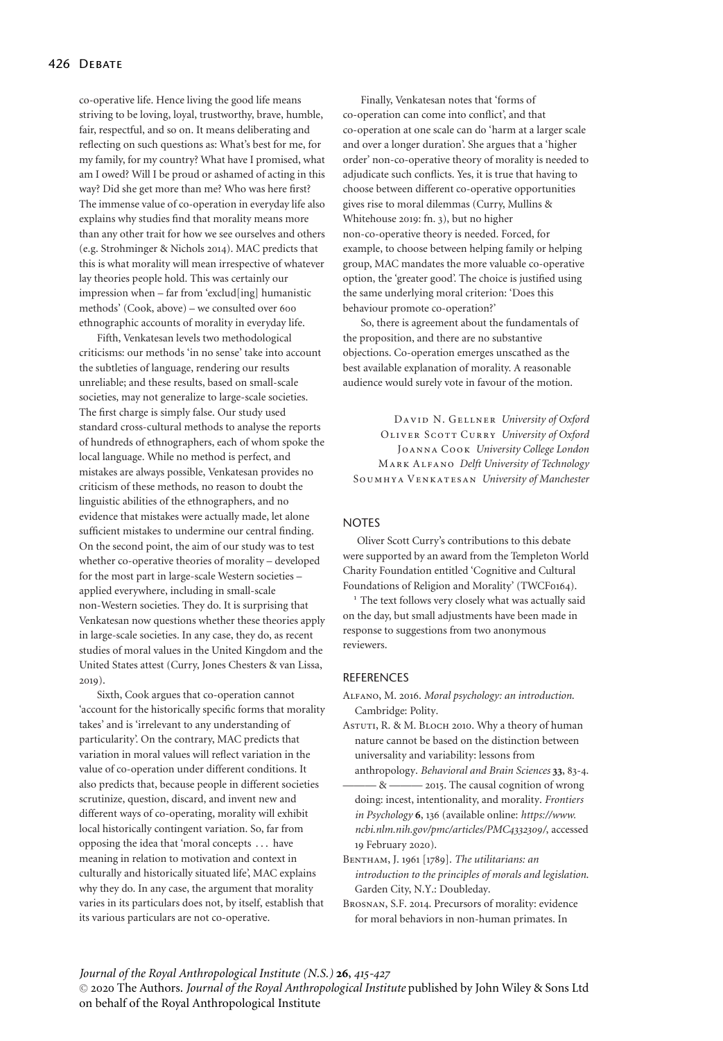co-operative life. Hence living the good life means striving to be loving, loyal, trustworthy, brave, humble, fair, respectful, and so on. It means deliberating and reflecting on such questions as: What's best for me, for my family, for my country? What have I promised, what am I owed? Will I be proud or ashamed of acting in this way? Did she get more than me? Who was here first? The immense value of co-operation in everyday life also explains why studies find that morality means more than any other trait for how we see ourselves and others (e.g. Strohminger & Nichols 2014). MAC predicts that this is what morality will mean irrespective of whatever lay theories people hold. This was certainly our impression when – far from 'exclud[ing] humanistic methods' (Cook, above) – we consulted over 600 ethnographic accounts of morality in everyday life.

Fifth, Venkatesan levels two methodological criticisms: our methods 'in no sense' take into account the subtleties of language, rendering our results unreliable; and these results, based on small-scale societies, may not generalize to large-scale societies. The first charge is simply false. Our study used standard cross-cultural methods to analyse the reports of hundreds of ethnographers, each of whom spoke the local language. While no method is perfect, and mistakes are always possible, Venkatesan provides no criticism of these methods, no reason to doubt the linguistic abilities of the ethnographers, and no evidence that mistakes were actually made, let alone sufficient mistakes to undermine our central finding. On the second point, the aim of our study was to test whether co-operative theories of morality – developed for the most part in large-scale Western societies – applied everywhere, including in small-scale non-Western societies. They do. It is surprising that Venkatesan now questions whether these theories apply in large-scale societies. In any case, they do, as recent studies of moral values in the United Kingdom and the United States attest (Curry, Jones Chesters & van Lissa, 2019).

Sixth, Cook argues that co-operation cannot 'account for the historically specific forms that morality takes' and is 'irrelevant to any understanding of particularity'. On the contrary, MAC predicts that variation in moral values will reflect variation in the value of co-operation under different conditions. It also predicts that, because people in different societies scrutinize, question, discard, and invent new and different ways of co-operating, morality will exhibit local historically contingent variation. So, far from opposing the idea that 'moral concepts . . . have meaning in relation to motivation and context in culturally and historically situated life', MAC explains why they do. In any case, the argument that morality varies in its particulars does not, by itself, establish that its various particulars are not co-operative.

Finally, Venkatesan notes that 'forms of co-operation can come into conflict', and that co-operation at one scale can do 'harm at a larger scale and over a longer duration'. She argues that a 'higher order' non-co-operative theory of morality is needed to adjudicate such conflicts. Yes, it is true that having to choose between different co-operative opportunities gives rise to moral dilemmas (Curry, Mullins & Whitehouse 2019: fn. 3), but no higher non-co-operative theory is needed. Forced, for example, to choose between helping family or helping group, MAC mandates the more valuable co-operative option, the 'greater good'. The choice is justified using the same underlying moral criterion: 'Does this behaviour promote co-operation?'

So, there is agreement about the fundamentals of the proposition, and there are no substantive objections. Co-operation emerges unscathed as the best available explanation of morality. A reasonable audience would surely vote in favour of the motion.

David N. Gellner *University of Oxford*
Oliver Scott Curry *University of Oxford*
Joanna Cook *University College London*
Mark Alfano *Delft University of Technology*
Soumhya Venkatesan *University of Manchester*

## NOTES

Oliver Scott Curry's contributions to this debate were supported by an award from the Templeton World Charity Foundation entitled 'Cognitive and Cultural Foundations of Religion and Morality' (TWCF0164).

[1] The text follows very closely what was actually said on the day, but small adjustments have been made in response to suggestions from two anonymous reviewers.

## REFERENCES

Alfano, M. 2016. *Moral psychology: an introduction*. Cambridge: Polity.

Astuti, R. & M. Bloch 2010. Why a theory of human nature cannot be based on the distinction between universality and variability: lessons from anthropology. *Behavioral and Brain Sciences* **33**, 83-4.

——— & ——— 2015. The causal cognition of wrong doing: incest, intentionality, and morality. *Frontiers in Psychology* **6**, 136 (available online: *https://www.ncbi.nlm.nih.gov/pmc/articles/PMC4332309/*, accessed 19 February 2020).

Bentham, J. 1961 [1789]. *The utilitarians: an introduction to the principles of morals and legislation*. Garden City, N.Y.: Doubleday.

Brosnan, S.F. 2014. Precursors of morality: evidence for moral behaviors in non-human primates. In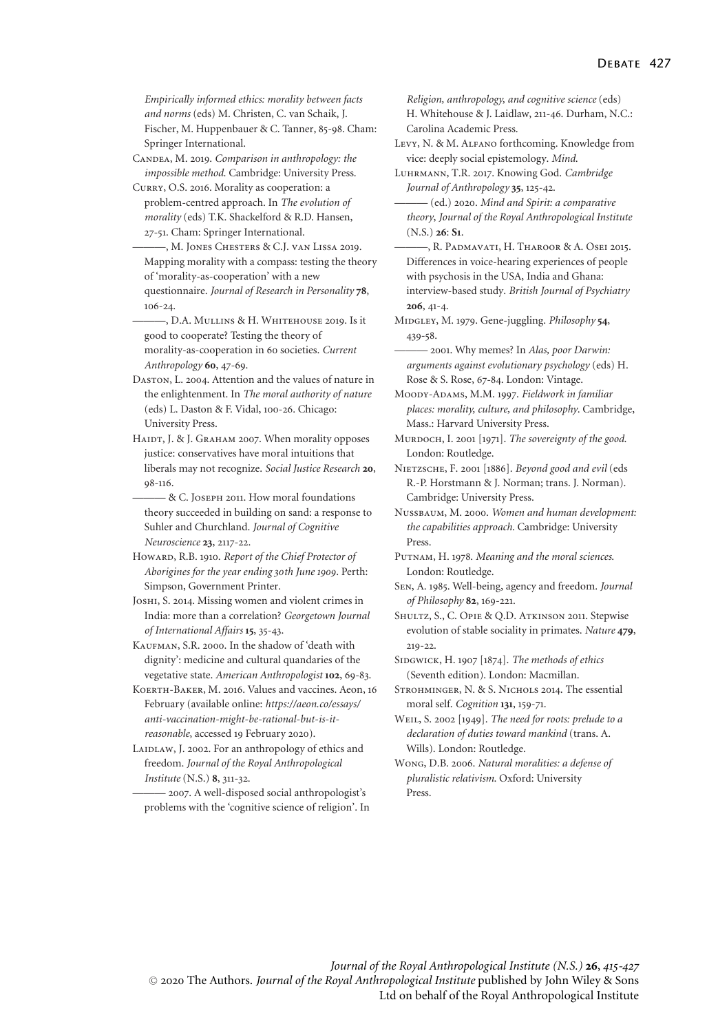*Empirically informed ethics: morality between facts and norms* (eds) M. Christen, C. van Schaik, J. Fischer, M. Huppenbauer & C. Tanner, 85-98. Cham: Springer International.

Candea, M. 2019. *Comparison in anthropology: the impossible method.* Cambridge: University Press.

Curry, O.S. 2016. Morality as cooperation: a problem-centred approach. In *The evolution of morality* (eds) T.K. Shackelford & R.D. Hansen, 27-51. Cham: Springer International.

———, M. Jones Chesters & C.J. van Lissa 2019. Mapping morality with a compass: testing the theory of 'morality-as-cooperation' with a new questionnaire. *Journal of Research in Personality* **78**, 106-24.

———, D.A. Mullins & H. Whitehouse 2019. Is it good to cooperate? Testing the theory of morality-as-cooperation in 60 societies. *Current Anthropology* **60**, 47-69.

Daston, L. 2004. Attention and the values of nature in the enlightenment. In *The moral authority of nature* (eds) L. Daston & F. Vidal, 100-26. Chicago: University Press.

Haidt, J. & J. Graham 2007. When morality opposes justice: conservatives have moral intuitions that liberals may not recognize. *Social Justice Research* **20**, 98-116.

——— & C. Joseph 2011. How moral foundations theory succeeded in building on sand: a response to Suhler and Churchland. *Journal of Cognitive Neuroscience* **23**, 2117-22.

Howard, R.B. 1910. *Report of the Chief Protector of Aborigines for the year ending 30th June 1909*. Perth: Simpson, Government Printer.

Joshi, S. 2014. Missing women and violent crimes in India: more than a correlation? *Georgetown Journal of International Affairs* **15**, 35-43.

Kaufman, S.R. 2000. In the shadow of 'death with dignity': medicine and cultural quandaries of the vegetative state. *American Anthropologist* **102**, 69-83.

Koerth-Baker, M. 2016. Values and vaccines. Aeon, 16 February (available online: *https://aeon.co/essays/anti-vaccination-might-be-rational-but-is-it-reasonable*, accessed 19 February 2020).

Laidlaw, J. 2002. For an anthropology of ethics and freedom. *Journal of the Royal Anthropological Institute* (N.S.) **8**, 311-32.

——— 2007. A well-disposed social anthropologist's problems with the 'cognitive science of religion'. In *Religion, anthropology, and cognitive science* (eds) H. Whitehouse & J. Laidlaw, 211-46. Durham, N.C.: Carolina Academic Press.

Levy, N. & M. Alfano forthcoming. Knowledge from vice: deeply social epistemology. *Mind*.

Luhrmann, T.R. 2017. Knowing God. *Cambridge Journal of Anthropology* **35**, 125-42.

——— (ed.) 2020. *Mind and Spirit: a comparative theory*, *Journal of the Royal Anthropological Institute* (N.S.) **26**: **S1**.

———, R. Padmavati, H. Tharoor & A. Osei 2015. Differences in voice-hearing experiences of people with psychosis in the USA, India and Ghana: interview-based study. *British Journal of Psychiatry* **206**, 41-4.

Midgley, M. 1979. Gene-juggling. *Philosophy* **54**, 439-58.

——— 2001. Why memes? In *Alas, poor Darwin: arguments against evolutionary psychology* (eds) H. Rose & S. Rose, 67-84. London: Vintage.

Moody-Adams, M.M. 1997. *Fieldwork in familiar places: morality, culture, and philosophy*. Cambridge, Mass.: Harvard University Press.

Murdoch, I. 2001 [1971]. *The sovereignty of the good.* London: Routledge.

Nietzsche, F. 2001 [1886]. *Beyond good and evil* (eds R.-P. Horstmann & J. Norman; trans. J. Norman). Cambridge: University Press.

Nussbaum, M. 2000. *Women and human development: the capabilities approach*. Cambridge: University Press.

Putnam, H. 1978. *Meaning and the moral sciences.* London: Routledge.

Sen, A. 1985. Well-being, agency and freedom. *Journal of Philosophy* **82**, 169-221.

Shultz, S., C. Opie & Q.D. Atkinson 2011. Stepwise evolution of stable sociality in primates. *Nature* **479**, 219-22.

Sidgwick, H. 1907 [1874]. *The methods of ethics* (Seventh edition). London: Macmillan.

Strohminger, N. & S. Nichols 2014. The essential moral self. *Cognition* **131**, 159-71.

Weil, S. 2002 [1949]. *The need for roots: prelude to a declaration of duties toward mankind* (trans. A. Wills). London: Routledge.

Wong, D.B. 2006. *Natural moralities: a defense of pluralistic relativism.* Oxford: University Press.

© 2020 The Authors. *Journal of the Royal Anthropological Institute* published by John Wiley & Sons Ltd on behalf of the Royal Anthropological Institute